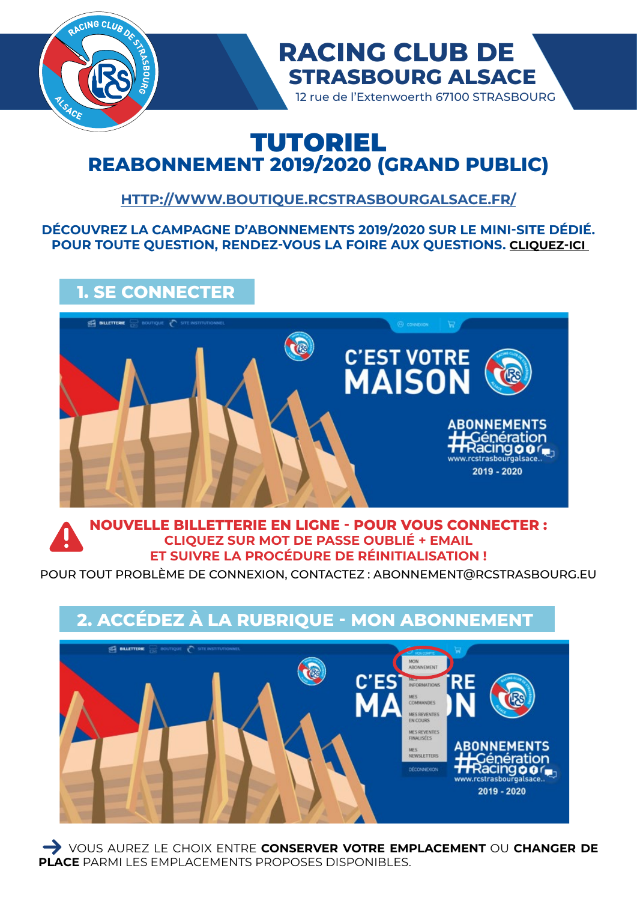# RACING CLUB DE STRASBOURG ALSACE

12 rue de l'Extenwoerth 67100 STRASBOURG

# TUTORIEL

## REABONNEMENT 2019/2020 (GRAND PUBLIC)

**HTTP://WWW.BOUTIQUE.RCSTRASBOURGALSACE.FR/**

**DÉCOUVREZ LA CAMPAGNE D'ABONNEMENTS 2019/2020 SUR LE MINI-SITE DÉDIÉ.**
**POUR TOUTE QUESTION, RENDEZ-VOUS LA FOIRE AUX QUESTIONS. CLIQUEZ-ICI**

## 1. SE CONNECTER

**NOUVELLE BILLETTERIE EN LIGNE - POUR VOUS CONNECTER :**
**CLIQUEZ SUR MOT DE PASSE OUBLIÉ + EMAIL**
**ET SUIVRE LA PROCÉDURE DE RÉINITIALISATION !**

POUR TOUT PROBLÈME DE CONNEXION, CONTACTEZ : ABONNEMENT@RCSTRASBOURG.EU

## 2. ACCÉDEZ À LA RUBRIQUE - MON ABONNEMENT

→ VOUS AUREZ LE CHOIX ENTRE **CONSERVER VOTRE EMPLACEMENT** OU **CHANGER DE PLACE** PARMI LES EMPLACEMENTS PROPOSES DISPONIBLES.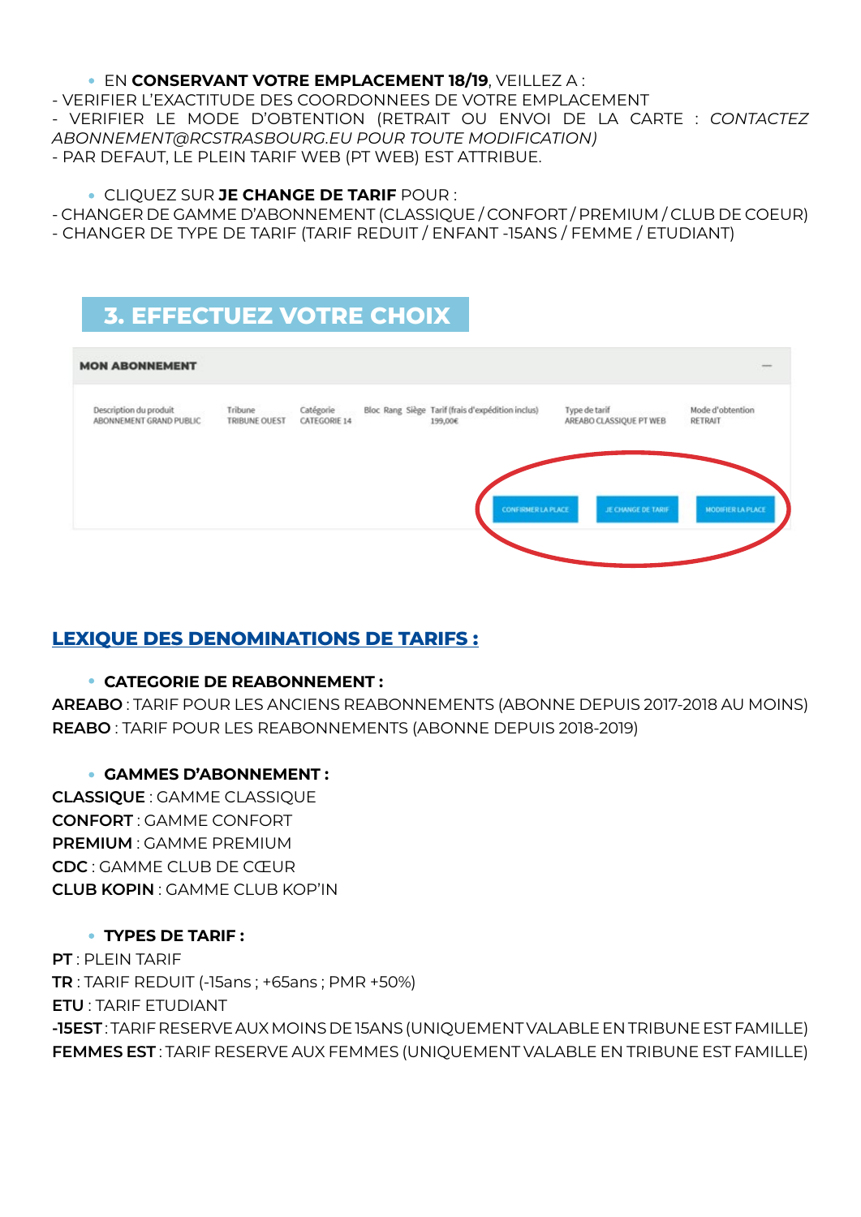- EN **CONSERVANT VOTRE EMPLACEMENT 18/19**, VEILLEZ A :

- VERIFIER L'EXACTITUDE DES COORDONNEES DE VOTRE EMPLACEMENT
- VERIFIER LE MODE D'OBTENTION (RETRAIT OU ENVOI DE LA CARTE : *CONTACTEZ ABONNEMENT@RCSTRASBOURG.EU POUR TOUTE MODIFICATION)*
- PAR DEFAUT, LE PLEIN TARIF WEB (PT WEB) EST ATTRIBUE.

- CLIQUEZ SUR **JE CHANGE DE TARIF** POUR :

- CHANGER DE GAMME D'ABONNEMENT (CLASSIQUE / CONFORT / PREMIUM / CLUB DE COEUR)
- CHANGER DE TYPE DE TARIF (TARIF REDUIT / ENFANT -15ANS / FEMME / ETUDIANT)

## 3. EFFECTUEZ VOTRE CHOIX

**MON ABONNEMENT**

| Description du produit | Tribune | Catégorie | Bloc | Rang | Siège | Tarif (frais d'expédition inclus) | Type de tarif | Mode d'obtention |
|---|---|---|---|---|---|---|---|---|
| ABONNEMENT GRAND PUBLIC | TRIBUNE OUEST | CATEGORIE 14 | | | | 199,00€ | AREABO CLASSIQUE PT WEB | RETRAIT |

CONFIRMER LA PLACE | JE CHANGE DE TARIF | MODIFIER LA PLACE

## LEXIQUE DES DENOMINATIONS DE TARIFS :

- **CATEGORIE DE REABONNEMENT :**

**AREABO** : TARIF POUR LES ANCIENS REABONNEMENTS (ABONNE DEPUIS 2017-2018 AU MOINS)
**REABO** : TARIF POUR LES REABONNEMENTS (ABONNE DEPUIS 2018-2019)

- **GAMMES D'ABONNEMENT :**

**CLASSIQUE** : GAMME CLASSIQUE
**CONFORT** : GAMME CONFORT
**PREMIUM** : GAMME PREMIUM
**CDC** : GAMME CLUB DE CŒUR
**CLUB KOPIN** : GAMME CLUB KOP'IN

- **TYPES DE TARIF :**

**PT** : PLEIN TARIF
**TR** : TARIF REDUIT (-15ans ; +65ans ; PMR +50%)
**ETU** : TARIF ETUDIANT
**-15EST** : TARIF RESERVE AUX MOINS DE 15ANS (UNIQUEMENT VALABLE EN TRIBUNE EST FAMILLE)
**FEMMES EST** : TARIF RESERVE AUX FEMMES (UNIQUEMENT VALABLE EN TRIBUNE EST FAMILLE)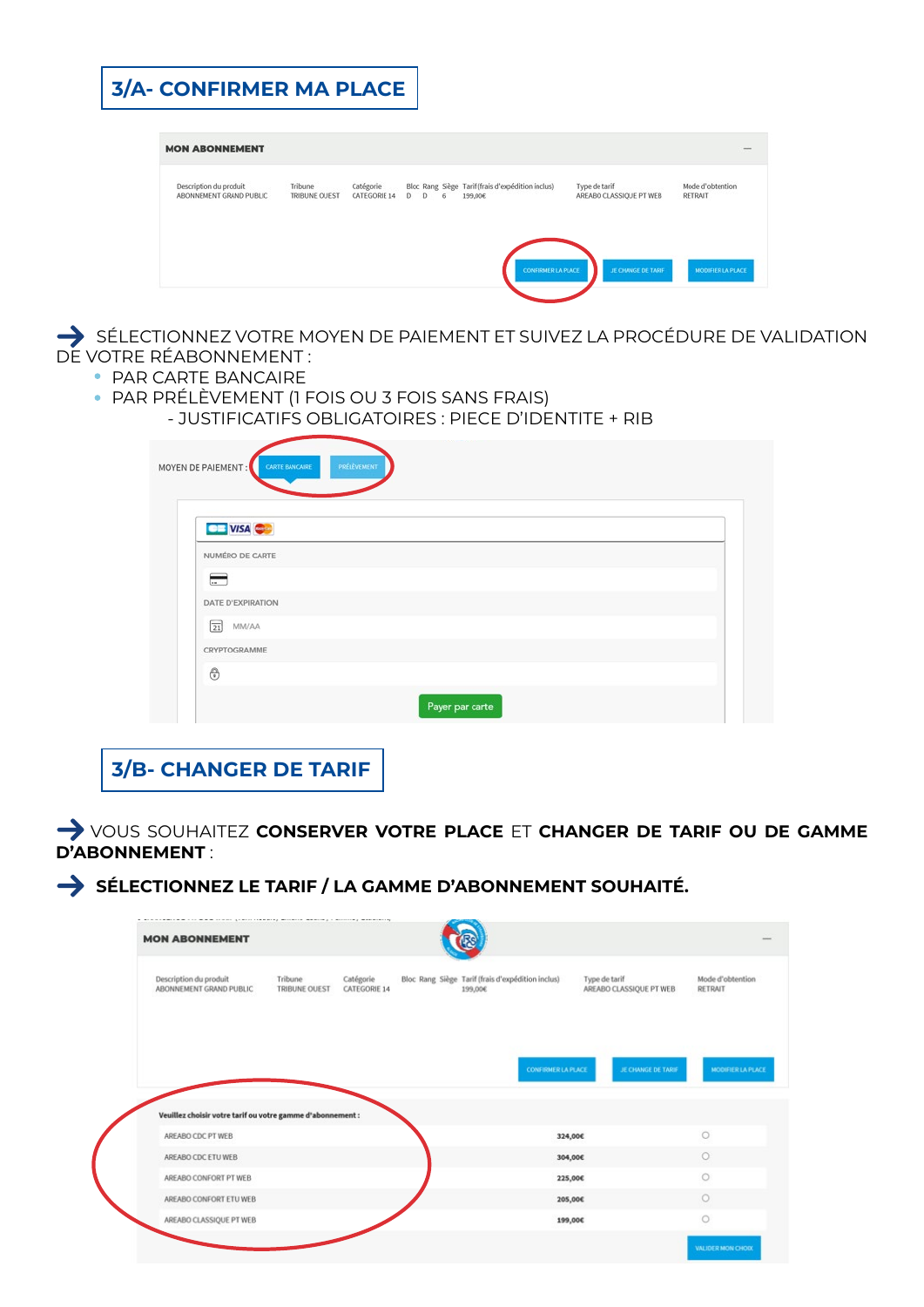## 3/A- CONFIRMER MA PLACE

**MON ABONNEMENT**

| Description du produit | Tribune | Catégorie | Bloc | Rang | Siège | Tarif (frais d'expédition inclus) | Type de tarif | Mode d'obtention |
|---|---|---|---|---|---|---|---|---|
| ABONNEMENT GRAND PUBLIC | TRIBUNE OUEST | CATEGORIE 14 | D | D | 6 | 199,00€ | AREABO CLASSIQUE PT WEB | RETRAIT |

CONFIRMER LA PLACE | JE CHANGE DE TARIF | MODIFIER LA PLACE

➔ SÉLECTIONNEZ VOTRE MOYEN DE PAIEMENT ET SUIVEZ LA PROCÉDURE DE VALIDATION DE VOTRE RÉABONNEMENT :

- PAR CARTE BANCAIRE
- PAR PRÉLÈVEMENT (1 FOIS OU 3 FOIS SANS FRAIS)
  - JUSTIFICATIFS OBLIGATOIRES : PIECE D'IDENTITE + RIB

MOYEN DE PAIEMENT : CARTE BANCAIRE | PRÉLÈVEMENT

NUMÉRO DE CARTE

DATE D'EXPIRATION

MM/AA

CRYPTOGRAMME

Payer par carte

## 3/B- CHANGER DE TARIF

➔ VOUS SOUHAITEZ **CONSERVER VOTRE PLACE** ET **CHANGER DE TARIF OU DE GAMME D'ABONNEMENT** :

➔ **SÉLECTIONNEZ LE TARIF / LA GAMME D'ABONNEMENT SOUHAITÉ.**

**MON ABONNEMENT**

| Description du produit | Tribune | Catégorie | Bloc | Rang | Siège | Tarif (frais d'expédition inclus) | Type de tarif | Mode d'obtention |
|---|---|---|---|---|---|---|---|---|
| ABONNEMENT GRAND PUBLIC | TRIBUNE OUEST | CATEGORIE 14 | | | | 199,00€ | AREABO CLASSIQUE PT WEB | RETRAIT |

CONFIRMER LA PLACE | JE CHANGE DE TARIF | MODIFIER LA PLACE

**Veuillez choisir votre tarif ou votre gamme d'abonnement :**

| Tarif | Prix | |
|---|---|---|
| AREABO CDC PT WEB | 324,00€ | ○ |
| AREABO CDC ETU WEB | 304,00€ | ○ |
| AREABO CONFORT PT WEB | 225,00€ | ○ |
| AREABO CONFORT ETU WEB | 205,00€ | ○ |
| AREABO CLASSIQUE PT WEB | 199,00€ | ○ |

VALIDER MON CHOIX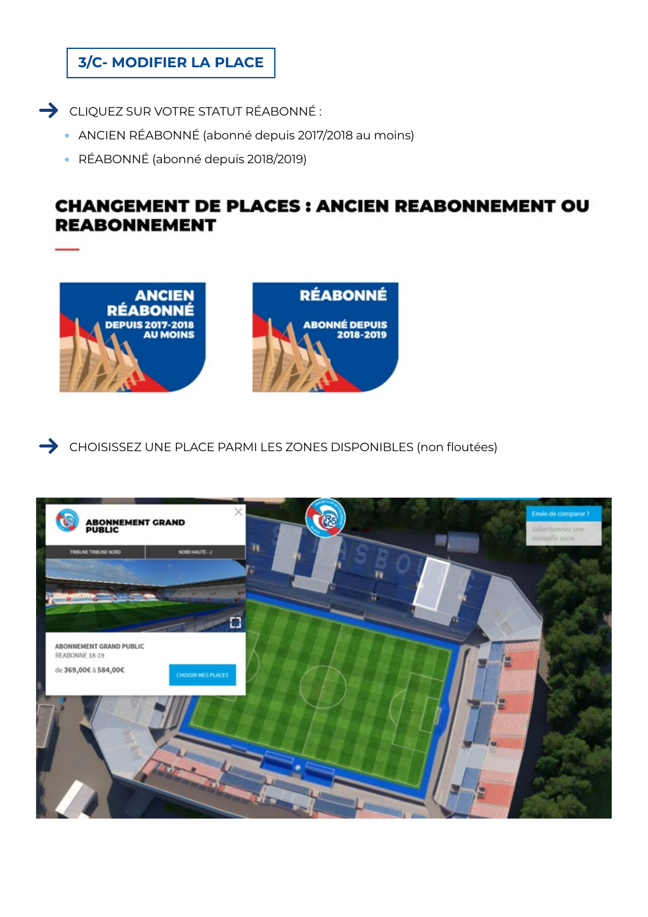## 3/C- MODIFIER LA PLACE

→ CLIQUEZ SUR VOTRE STATUT RÉABONNÉ :

- ANCIEN RÉABONNÉ (abonné depuis 2017/2018 au moins)
- RÉABONNÉ (abonné depuis 2018/2019)

**CHANGEMENT DE PLACES : ANCIEN REABONNEMENT OU REABONNEMENT**

ANCIEN RÉABONNÉ DEPUIS 2017-2018 AU MOINS

RÉABONNÉ ABONNÉ DEPUIS 2018-2019

→ CHOISISSEZ UNE PLACE PARMI LES ZONES DISPONIBLES (non floutées)

ABONNEMENT GRAND PUBLIC

TRIBUNE TRIBUNE NORD | NORD HAUTE - J

ABONNEMENT GRAND PUBLIC
REABONNE 18-19
de 369,00€ à 584,00€

CHOISIR MES PLACES

Envie de comparer ?
Sélectionnez une nouvelle zone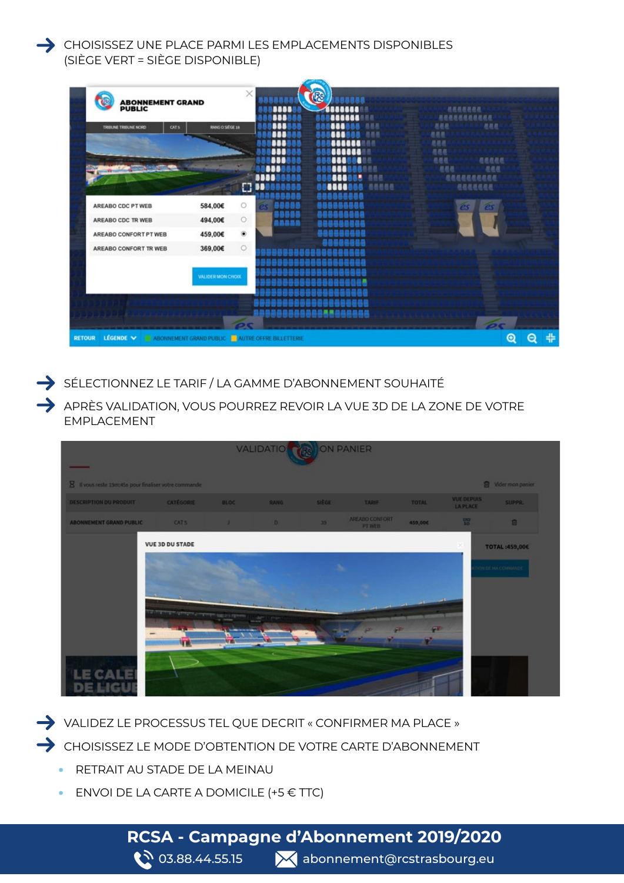→ CHOISISSEZ UNE PLACE PARMI LES EMPLACEMENTS DISPONIBLES
(SIÈGE VERT = SIÈGE DISPONIBLE)

→ SÉLECTIONNEZ LE TARIF / LA GAMME D'ABONNEMENT SOUHAITÉ

→ APRÈS VALIDATION, VOUS POURREZ REVOIR LA VUE 3D DE LA ZONE DE VOTRE EMPLACEMENT

→ VALIDEZ LE PROCESSUS TEL QUE DECRIT « CONFIRMER MA PLACE »

→ CHOISISSEZ LE MODE D'OBTENTION DE VOTRE CARTE D'ABONNEMENT

- RETRAIT AU STADE DE LA MEINAU
- ENVOI DE LA CARTE A DOMICILE (+5 € TTC)

**RCSA - Campagne d'Abonnement 2019/2020**

03.88.44.55.15 abonnement@rcstrasbourg.eu